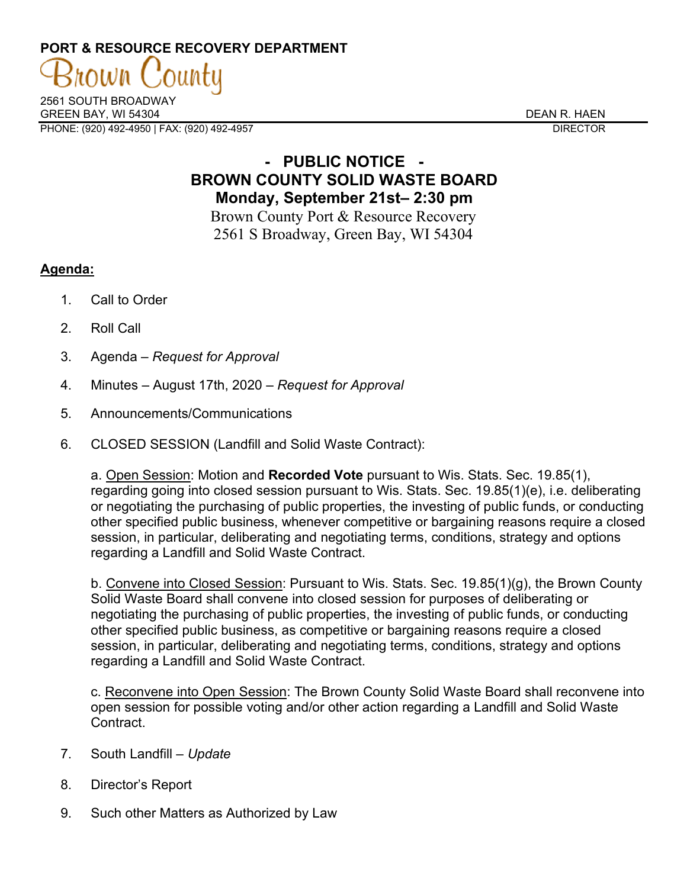**PORT & RESOURCE RECOVERY DEPARTMENT**

Brown County

2561 SOUTH BROADWAY
GREEN BAY, WI 54304
PHONE: (920) 492-4950 | FAX: (920) 492-4957

DEAN R. HAEN
DIRECTOR

# - PUBLIC NOTICE -
# BROWN COUNTY SOLID WASTE BOARD
## Monday, September 21st– 2:30 pm

Brown County Port & Resource Recovery
2561 S Broadway, Green Bay, WI 54304

**Agenda:**

1. Call to Order
2. Roll Call
3. Agenda – *Request for Approval*
4. Minutes – August 17th, 2020 – *Request for Approval*
5. Announcements/Communications
6. CLOSED SESSION (Landfill and Solid Waste Contract):

   a. Open Session: Motion and **Recorded Vote** pursuant to Wis. Stats. Sec. 19.85(1), regarding going into closed session pursuant to Wis. Stats. Sec. 19.85(1)(e), i.e. deliberating or negotiating the purchasing of public properties, the investing of public funds, or conducting other specified public business, whenever competitive or bargaining reasons require a closed session, in particular, deliberating and negotiating terms, conditions, strategy and options regarding a Landfill and Solid Waste Contract.

   b. Convene into Closed Session: Pursuant to Wis. Stats. Sec. 19.85(1)(g), the Brown County Solid Waste Board shall convene into closed session for purposes of deliberating or negotiating the purchasing of public properties, the investing of public funds, or conducting other specified public business, as competitive or bargaining reasons require a closed session, in particular, deliberating and negotiating terms, conditions, strategy and options regarding a Landfill and Solid Waste Contract.

   c. Reconvene into Open Session: The Brown County Solid Waste Board shall reconvene into open session for possible voting and/or other action regarding a Landfill and Solid Waste Contract.

7. South Landfill – *Update*
8. Director's Report
9. Such other Matters as Authorized by Law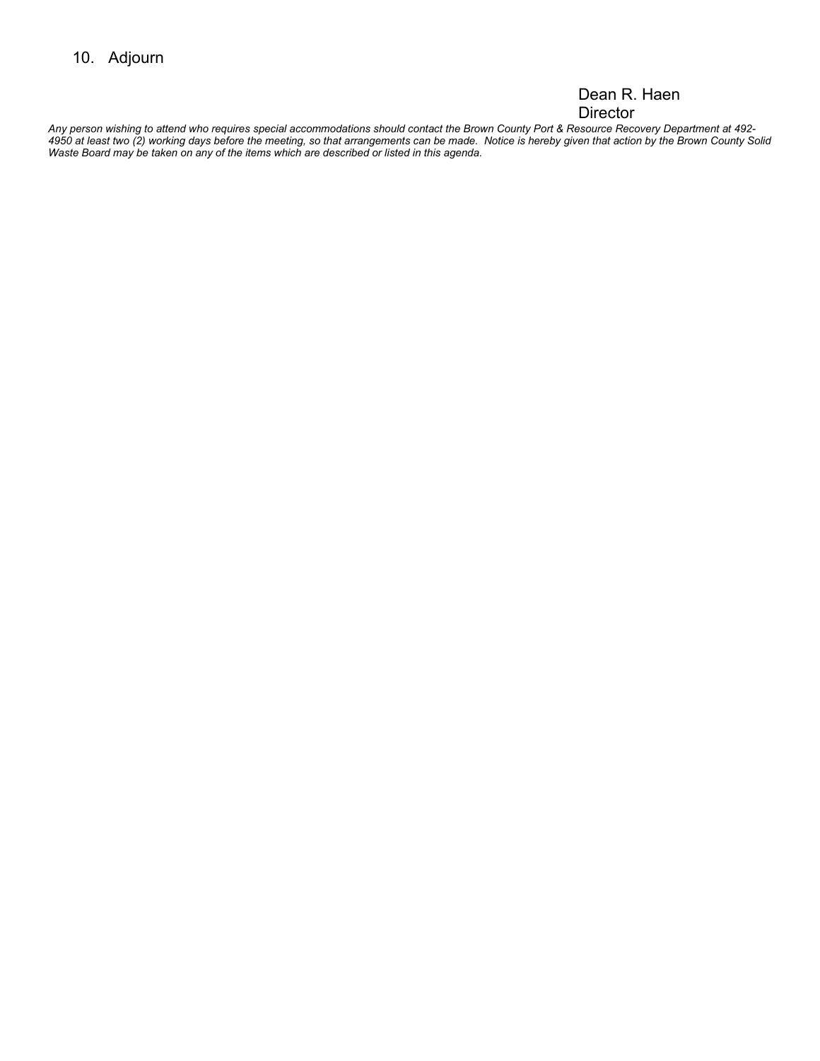10. Adjourn

Dean R. Haen
Director

*Any person wishing to attend who requires special accommodations should contact the Brown County Port & Resource Recovery Department at 492-4950 at least two (2) working days before the meeting, so that arrangements can be made. Notice is hereby given that action by the Brown County Solid Waste Board may be taken on any of the items which are described or listed in this agenda.*